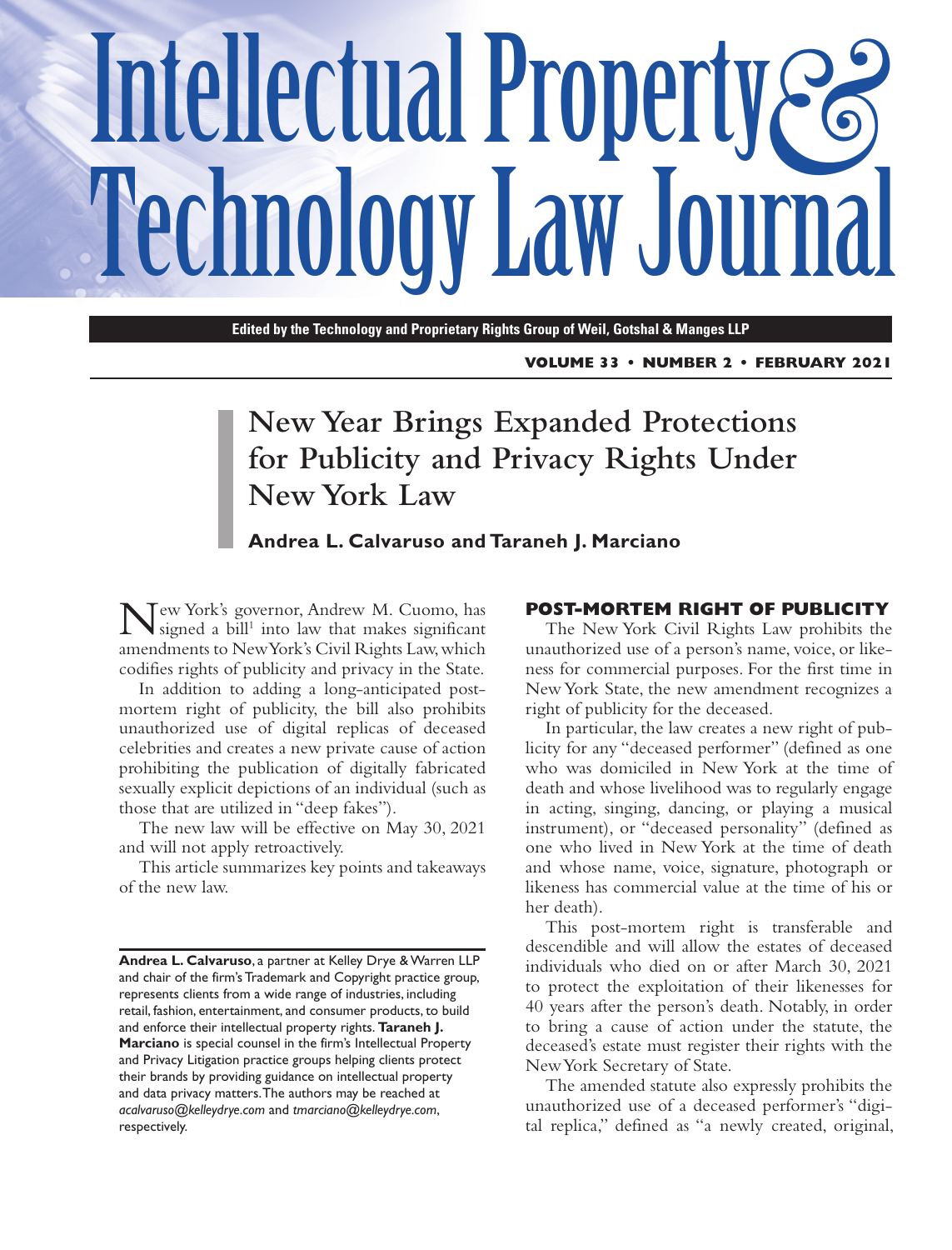# Intellectual Property & Technology Law Journal

**Edited by the Technology and Proprietary Rights Group of Weil, Gotshal & Manges LLP**

**VOLUME 33 • NUMBER 2 • FEBRUARY 2021**

## New Year Brings Expanded Protections for Publicity and Privacy Rights Under New York Law

**Andrea L. Calvaruso and Taraneh J. Marciano**

New York's governor, Andrew M. Cuomo, has signed a bill[1] into law that makes significant amendments to New York's Civil Rights Law, which codifies rights of publicity and privacy in the State.

In addition to adding a long-anticipated post-mortem right of publicity, the bill also prohibits unauthorized use of digital replicas of deceased celebrities and creates a new private cause of action prohibiting the publication of digitally fabricated sexually explicit depictions of an individual (such as those that are utilized in "deep fakes").

The new law will be effective on May 30, 2021 and will not apply retroactively.

This article summarizes key points and takeaways of the new law.

**Andrea L. Calvaruso**, a partner at Kelley Drye & Warren LLP and chair of the firm's Trademark and Copyright practice group, represents clients from a wide range of industries, including retail, fashion, entertainment, and consumer products, to build and enforce their intellectual property rights. **Taraneh J. Marciano** is special counsel in the firm's Intellectual Property and Privacy Litigation practice groups helping clients protect their brands by providing guidance on intellectual property and data privacy matters. The authors may be reached at *acalvaruso@kelleydrye.com* and *tmarciano@kelleydrye.com*, respectively.

### POST-MORTEM RIGHT OF PUBLICITY

The New York Civil Rights Law prohibits the unauthorized use of a person's name, voice, or likeness for commercial purposes. For the first time in New York State, the new amendment recognizes a right of publicity for the deceased.

In particular, the law creates a new right of publicity for any "deceased performer" (defined as one who was domiciled in New York at the time of death and whose livelihood was to regularly engage in acting, singing, dancing, or playing a musical instrument), or "deceased personality" (defined as one who lived in New York at the time of death and whose name, voice, signature, photograph or likeness has commercial value at the time of his or her death).

This post-mortem right is transferable and descendible and will allow the estates of deceased individuals who died on or after March 30, 2021 to protect the exploitation of their likenesses for 40 years after the person's death. Notably, in order to bring a cause of action under the statute, the deceased's estate must register their rights with the New York Secretary of State.

The amended statute also expressly prohibits the unauthorized use of a deceased performer's "digital replica," defined as "a newly created, original,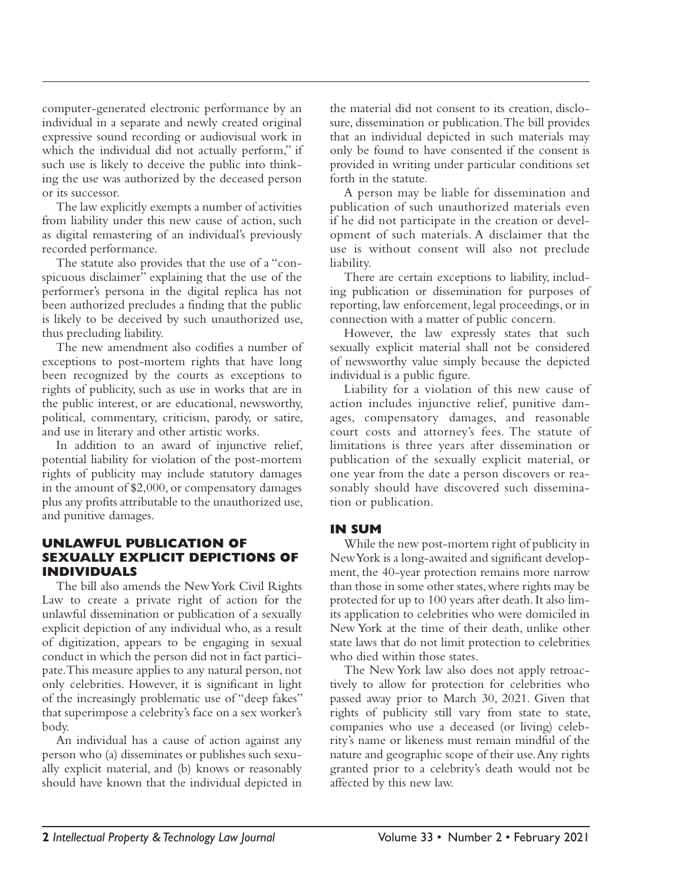computer-generated electronic performance by an individual in a separate and newly created original expressive sound recording or audiovisual work in which the individual did not actually perform," if such use is likely to deceive the public into thinking the use was authorized by the deceased person or its successor.

The law explicitly exempts a number of activities from liability under this new cause of action, such as digital remastering of an individual's previously recorded performance.

The statute also provides that the use of a "conspicuous disclaimer" explaining that the use of the performer's persona in the digital replica has not been authorized precludes a finding that the public is likely to be deceived by such unauthorized use, thus precluding liability.

The new amendment also codifies a number of exceptions to post-mortem rights that have long been recognized by the courts as exceptions to rights of publicity, such as use in works that are in the public interest, or are educational, newsworthy, political, commentary, criticism, parody, or satire, and use in literary and other artistic works.

In addition to an award of injunctive relief, potential liability for violation of the post-mortem rights of publicity may include statutory damages in the amount of $2,000, or compensatory damages plus any profits attributable to the unauthorized use, and punitive damages.

## UNLAWFUL PUBLICATION OF SEXUALLY EXPLICIT DEPICTIONS OF INDIVIDUALS

The bill also amends the New York Civil Rights Law to create a private right of action for the unlawful dissemination or publication of a sexually explicit depiction of any individual who, as a result of digitization, appears to be engaging in sexual conduct in which the person did not in fact participate. This measure applies to any natural person, not only celebrities. However, it is significant in light of the increasingly problematic use of "deep fakes" that superimpose a celebrity's face on a sex worker's body.

An individual has a cause of action against any person who (a) disseminates or publishes such sexually explicit material, and (b) knows or reasonably should have known that the individual depicted in the material did not consent to its creation, disclosure, dissemination or publication. The bill provides that an individual depicted in such materials may only be found to have consented if the consent is provided in writing under particular conditions set forth in the statute.

A person may be liable for dissemination and publication of such unauthorized materials even if he did not participate in the creation or development of such materials. A disclaimer that the use is without consent will also not preclude liability.

There are certain exceptions to liability, including publication or dissemination for purposes of reporting, law enforcement, legal proceedings, or in connection with a matter of public concern.

However, the law expressly states that such sexually explicit material shall not be considered of newsworthy value simply because the depicted individual is a public figure.

Liability for a violation of this new cause of action includes injunctive relief, punitive damages, compensatory damages, and reasonable court costs and attorney's fees. The statute of limitations is three years after dissemination or publication of the sexually explicit material, or one year from the date a person discovers or reasonably should have discovered such dissemination or publication.

## IN SUM

While the new post-mortem right of publicity in New York is a long-awaited and significant development, the 40-year protection remains more narrow than those in some other states, where rights may be protected for up to 100 years after death. It also limits its application to celebrities who were domiciled in New York at the time of their death, unlike other state laws that do not limit protection to celebrities who died within those states.

The New York law also does not apply retroactively to allow for protection for celebrities who passed away prior to March 30, 2021. Given that rights of publicity still vary from state to state, companies who use a deceased (or living) celebrity's name or likeness must remain mindful of the nature and geographic scope of their use. Any rights granted prior to a celebrity's death would not be affected by this new law.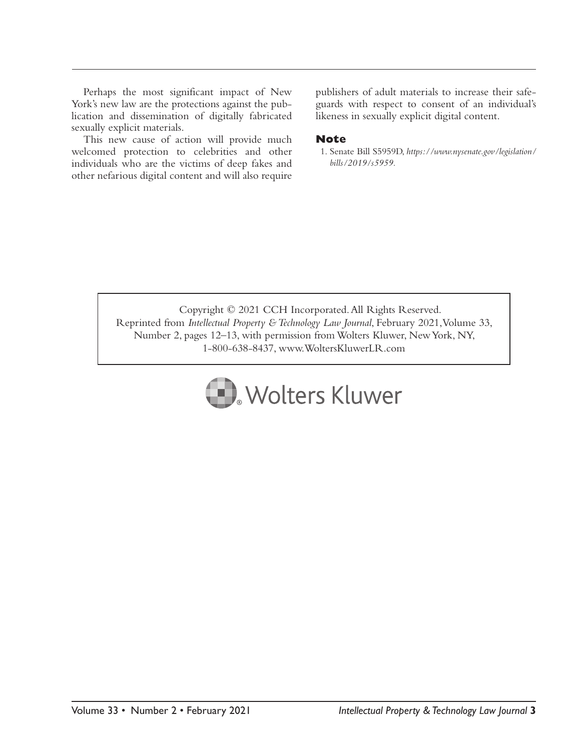Perhaps the most significant impact of New York's new law are the protections against the publication and dissemination of digitally fabricated sexually explicit materials.

This new cause of action will provide much welcomed protection to celebrities and other individuals who are the victims of deep fakes and other nefarious digital content and will also require publishers of adult materials to increase their safeguards with respect to consent of an individual's likeness in sexually explicit digital content.

## Note

1. Senate Bill S5959D, *https://www.nysenate.gov/legislation/bills/2019/s5959.*

Copyright © 2021 CCH Incorporated. All Rights Reserved.
Reprinted from *Intellectual Property & Technology Law Journal*, February 2021, Volume 33, Number 2, pages 12–13, with permission from Wolters Kluwer, New York, NY, 1-800-638-8437, www.WoltersKluwerLR.com

Wolters Kluwer